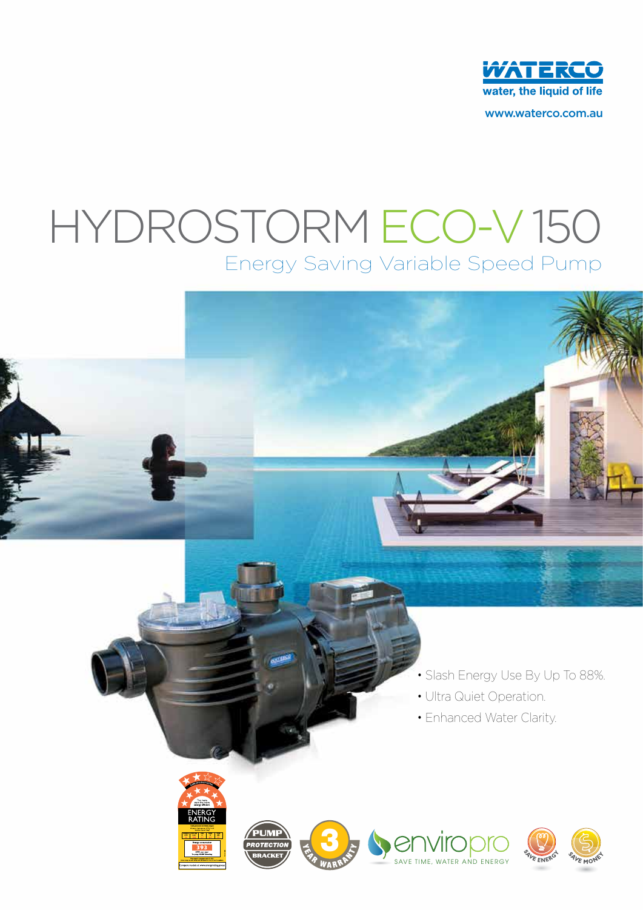WATERCO

water, the liquid of life

www.waterco.com.au

# HYDROSTORM ECO-V 150

## Energy Saving Variable Speed Pump

- Slash Energy Use By Up To 88%.
- Ultra Quiet Operation.
- Enhanced Water Clarity.

ENERGY RATING

PUMP PROTECTION BRACKET

3 YEAR WARRANTY

enviropro

SAVE TIME, WATER AND ENERGY

SAVE ENERGY

SAVE MONEY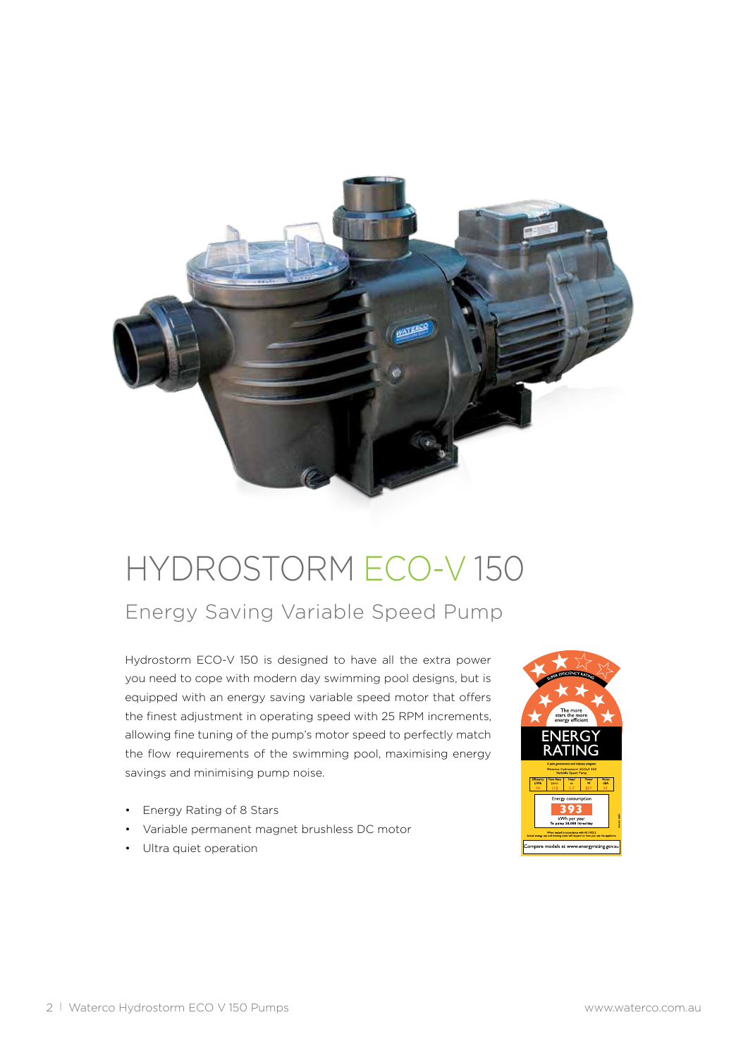# HYDROSTORM ECO-V 150

## Energy Saving Variable Speed Pump

Hydrostorm ECO-V 150 is designed to have all the extra power you need to cope with modern day swimming pool designs, but is equipped with an energy saving variable speed motor that offers the finest adjustment in operating speed with 25 RPM increments, allowing fine tuning of the pump's motor speed to perfectly match the flow requirements of the swimming pool, maximising energy savings and minimising pump noise.

- Energy Rating of 8 Stars
- Variable permanent magnet brushless DC motor
- Ultra quiet operation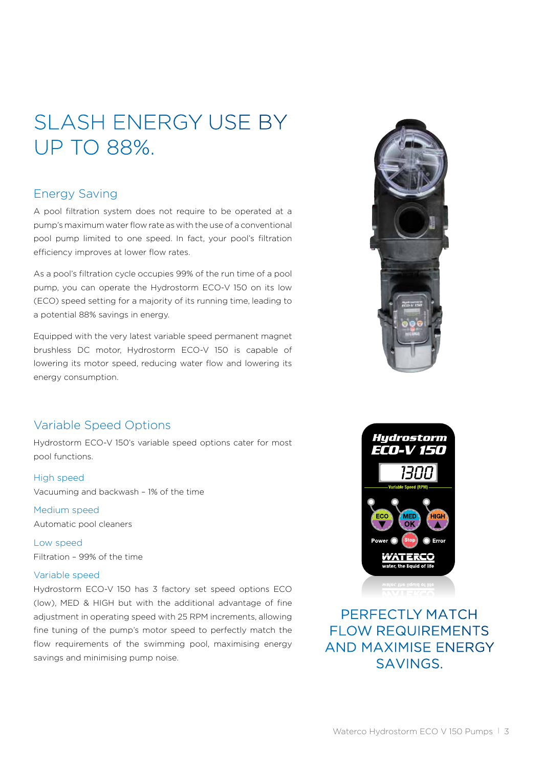# SLASH ENERGY USE BY UP TO 88%.

## Energy Saving

A pool filtration system does not require to be operated at a pump's maximum water flow rate as with the use of a conventional pool pump limited to one speed. In fact, your pool's filtration efficiency improves at lower flow rates.

As a pool's filtration cycle occupies 99% of the run time of a pool pump, you can operate the Hydrostorm ECO-V 150 on its low (ECO) speed setting for a majority of its running time, leading to a potential 88% savings in energy.

Equipped with the very latest variable speed permanent magnet brushless DC motor, Hydrostorm ECO-V 150 is capable of lowering its motor speed, reducing water flow and lowering its energy consumption.

## Variable Speed Options

Hydrostorm ECO-V 150's variable speed options cater for most pool functions.

### High speed

Vacuuming and backwash – 1% of the time

### Medium speed

Automatic pool cleaners

### Low speed

Filtration – 99% of the time

### Variable speed

Hydrostorm ECO-V 150 has 3 factory set speed options ECO (low), MED & HIGH but with the additional advantage of fine adjustment in operating speed with 25 RPM increments, allowing fine tuning of the pump's motor speed to perfectly match the flow requirements of the swimming pool, maximising energy savings and minimising pump noise.

PERFECTLY MATCH FLOW REQUIREMENTS AND MAXIMISE ENERGY SAVINGS.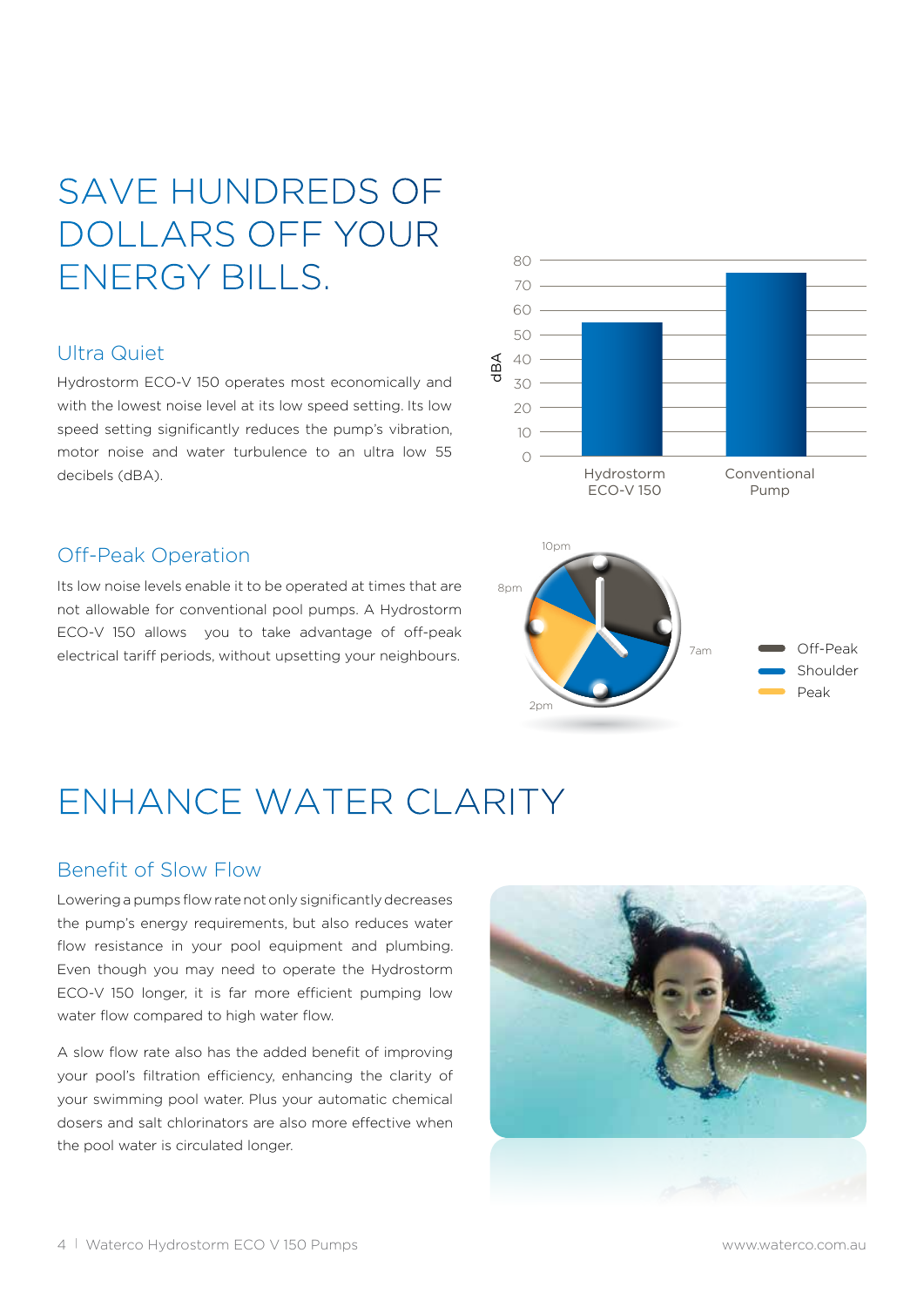# SAVE HUNDREDS OF DOLLARS OFF YOUR ENERGY BILLS.

## Ultra Quiet

Hydrostorm ECO-V 150 operates most economically and with the lowest noise level at its low speed setting. Its low speed setting significantly reduces the pump's vibration, motor noise and water turbulence to an ultra low 55 decibels (dBA).

## Off-Peak Operation

Its low noise levels enable it to be operated at times that are not allowable for conventional pool pumps. A Hydrostorm ECO-V 150 allows you to take advantage of off-peak electrical tariff periods, without upsetting your neighbours.

# ENHANCE WATER CLARITY

## Benefit of Slow Flow

Lowering a pumps flow rate not only significantly decreases the pump's energy requirements, but also reduces water flow resistance in your pool equipment and plumbing. Even though you may need to operate the Hydrostorm ECO-V 150 longer, it is far more efficient pumping low water flow compared to high water flow.

A slow flow rate also has the added benefit of improving your pool's filtration efficiency, enhancing the clarity of your swimming pool water. Plus your automatic chemical dosers and salt chlorinators are also more effective when the pool water is circulated longer.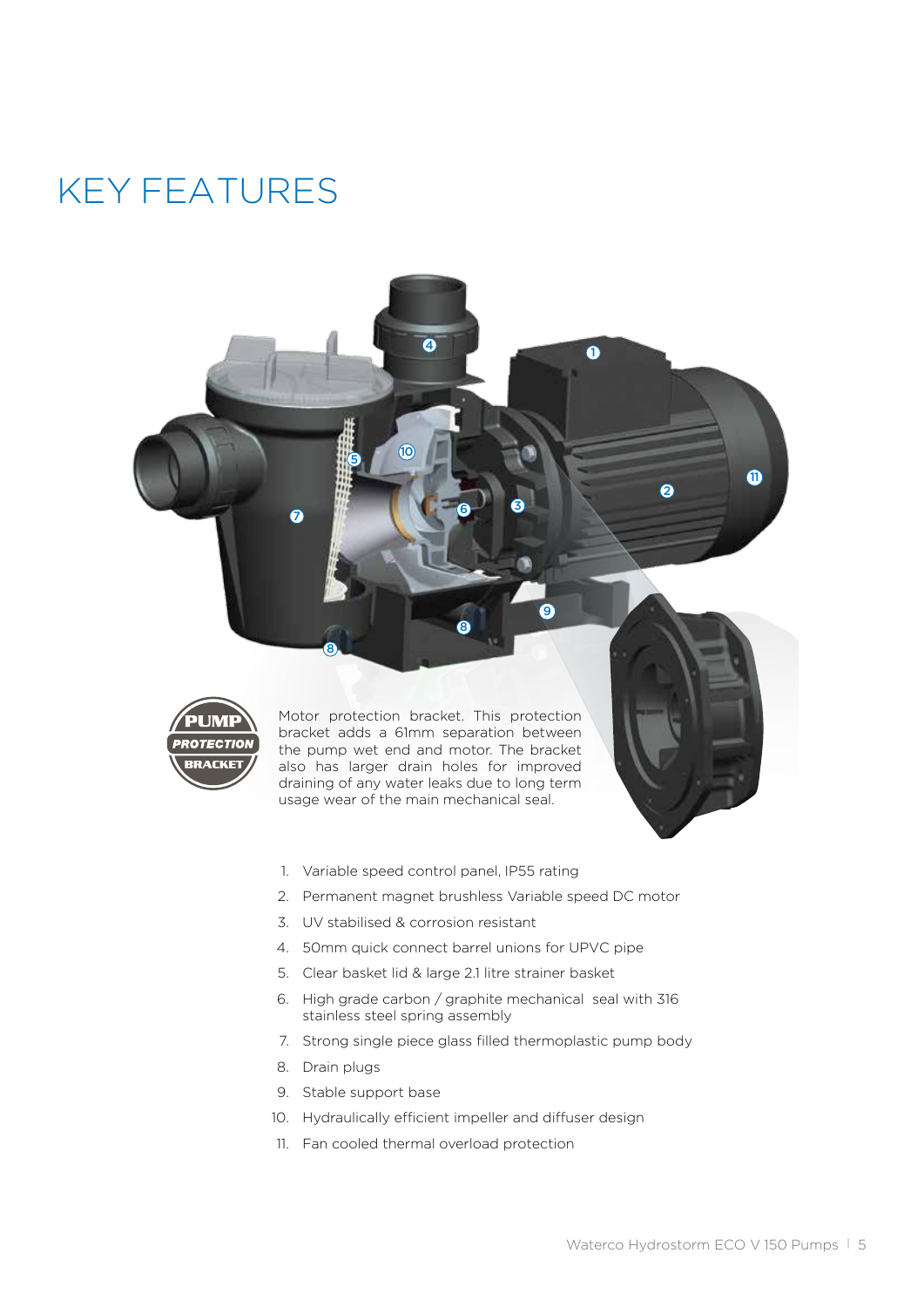# KEY FEATURES

**PUMP PROTECTION BRACKET**

Motor protection bracket. This protection bracket adds a 61mm separation between the pump wet end and motor. The bracket also has larger drain holes for improved draining of any water leaks due to long term usage wear of the main mechanical seal.

1. Variable speed control panel, IP55 rating
2. Permanent magnet brushless Variable speed DC motor
3. UV stabilised & corrosion resistant
4. 50mm quick connect barrel unions for UPVC pipe
5. Clear basket lid & large 2.1 litre strainer basket
6. High grade carbon / graphite mechanical seal with 316 stainless steel spring assembly
7. Strong single piece glass filled thermoplastic pump body
8. Drain plugs
9. Stable support base
10. Hydraulically efficient impeller and diffuser design
11. Fan cooled thermal overload protection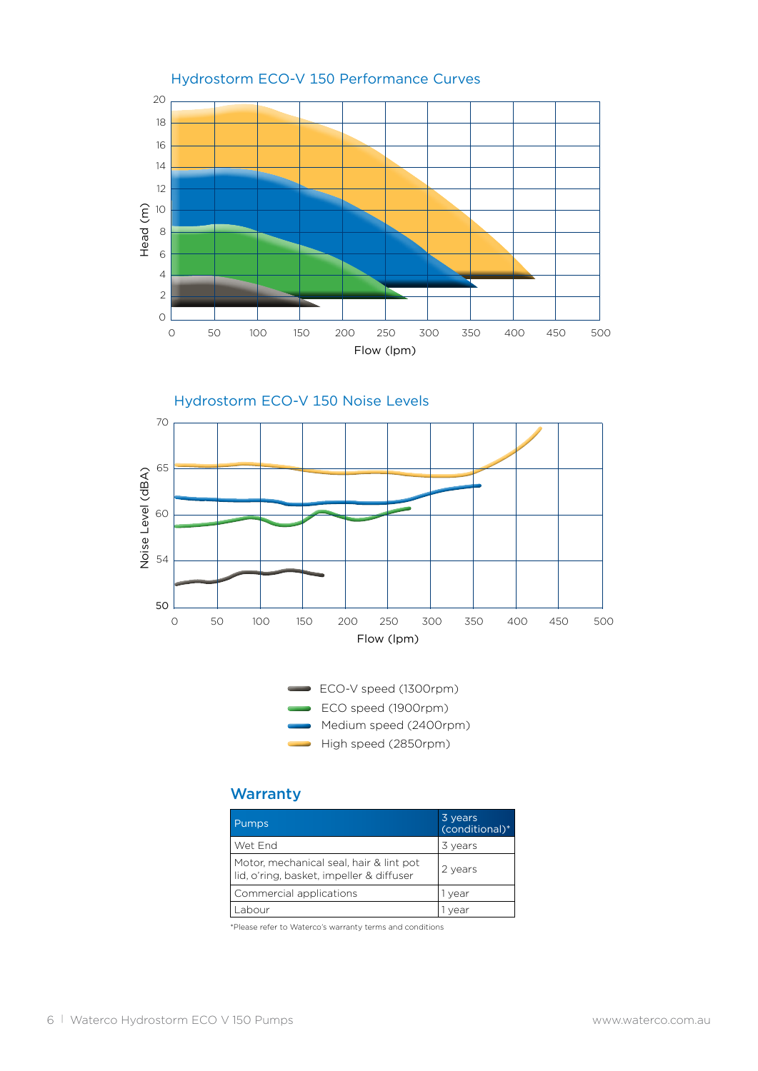## Hydrostorm ECO-V 150 Performance Curves

Head (m)

Flow (lpm)

## Hydrostorm ECO-V 150 Noise Levels

Noise Level (dBA)

Flow (lpm)

- ECO-V speed (1300rpm)
- ECO speed (1900rpm)
- Medium speed (2400rpm)
- High speed (2850rpm)

## Warranty

| Pumps | 3 years (conditional)* |
|---|---|
| Wet End | 3 years |
| Motor, mechanical seal, hair & lint pot lid, o'ring, basket, impeller & diffuser | 2 years |
| Commercial applications | 1 year |
| Labour | 1 year |

*Please refer to Waterco's warranty terms and conditions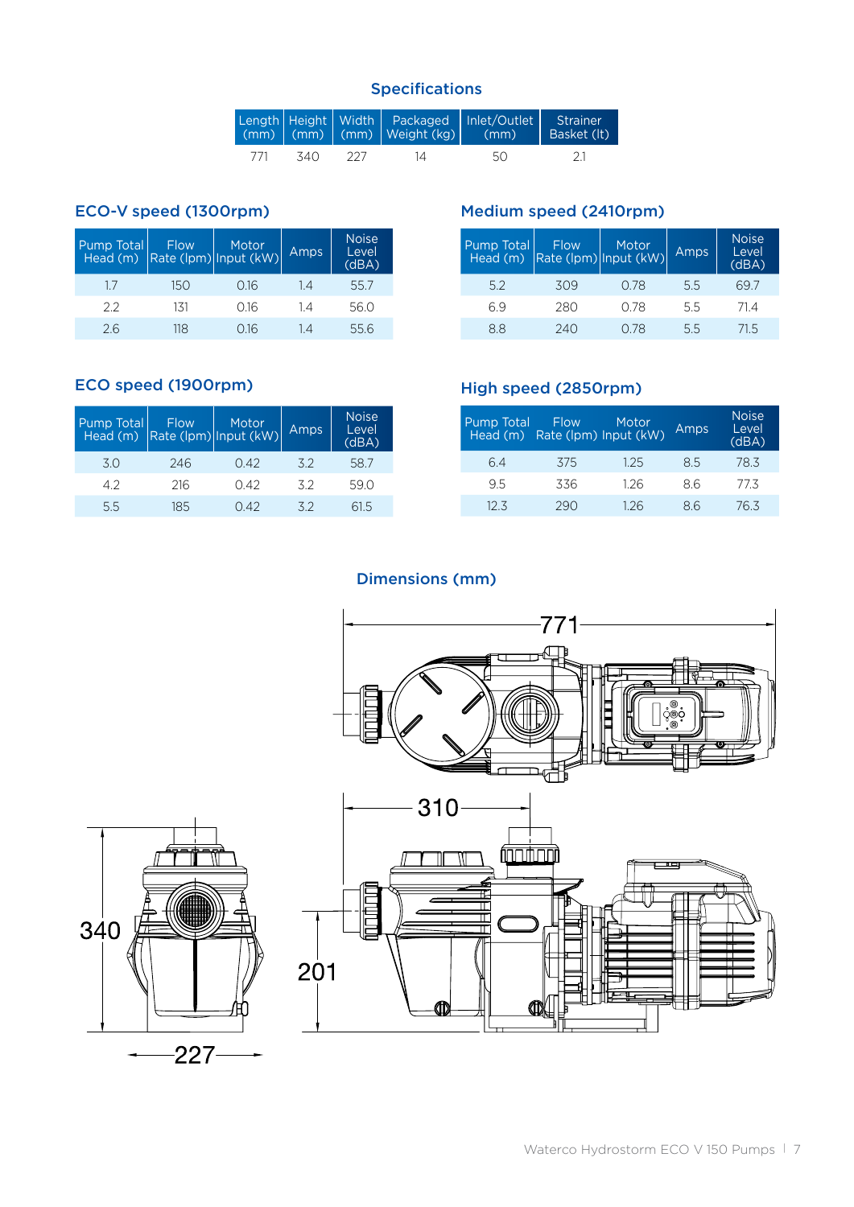## Specifications

| Length (mm) | Height (mm) | Width (mm) | Packaged Weight (kg) | Inlet/Outlet (mm) | Strainer Basket (lt) |
|---|---|---|---|---|---|
| 771 | 340 | 227 | 14 | 50 | 2.1 |

### ECO-V speed (1300rpm)

| Pump Total Head (m) | Flow Rate (lpm) | Motor Input (kW) | Amps | Noise Level (dBA) |
|---|---|---|---|---|
| 1.7 | 150 | 0.16 | 1.4 | 55.7 |
| 2.2 | 131 | 0.16 | 1.4 | 56.0 |
| 2.6 | 118 | 0.16 | 1.4 | 55.6 |

### Medium speed (2410rpm)

| Pump Total Head (m) | Flow Rate (lpm) | Motor Input (kW) | Amps | Noise Level (dBA) |
|---|---|---|---|---|
| 5.2 | 309 | 0.78 | 5.5 | 69.7 |
| 6.9 | 280 | 0.78 | 5.5 | 71.4 |
| 8.8 | 240 | 0.78 | 5.5 | 71.5 |

### ECO speed (1900rpm)

| Pump Total Head (m) | Flow Rate (lpm) | Motor Input (kW) | Amps | Noise Level (dBA) |
|---|---|---|---|---|
| 3.0 | 246 | 0.42 | 3.2 | 58.7 |
| 4.2 | 216 | 0.42 | 3.2 | 59.0 |
| 5.5 | 185 | 0.42 | 3.2 | 61.5 |

### High speed (2850rpm)

| Pump Total Head (m) | Flow Rate (lpm) | Motor Input (kW) | Amps | Noise Level (dBA) |
|---|---|---|---|---|
| 6.4 | 375 | 1.25 | 8.5 | 78.3 |
| 9.5 | 336 | 1.26 | 8.6 | 77.3 |
| 12.3 | 290 | 1.26 | 8.6 | 76.3 |

## Dimensions (mm)

771

310

340

201

227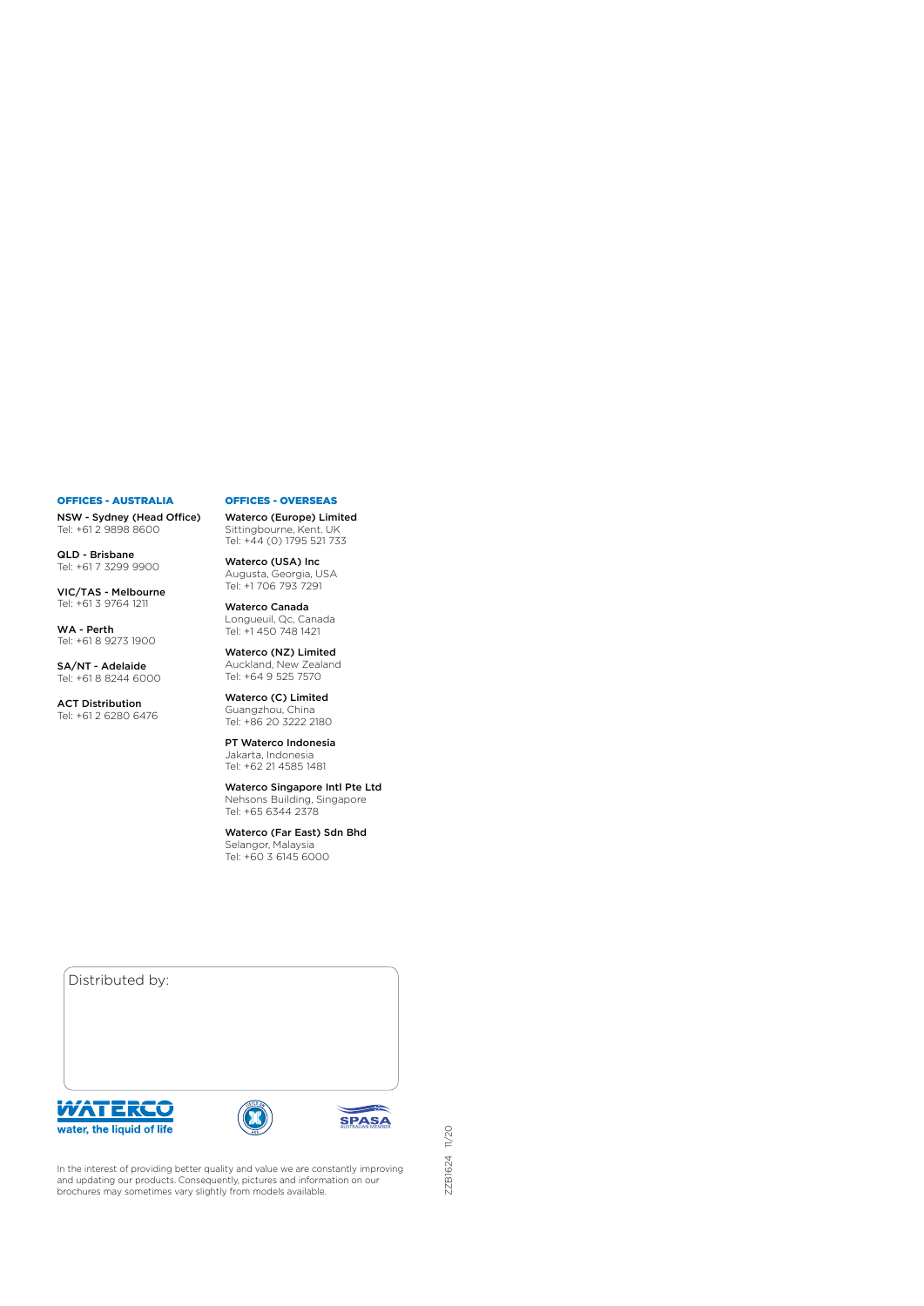## OFFICES - AUSTRALIA

**NSW - Sydney (Head Office)**
Tel: +61 2 9898 8600

**QLD - Brisbane**
Tel: +61 7 3299 9900

**VIC/TAS - Melbourne**
Tel: +61 3 9764 1211

**WA - Perth**
Tel: +61 8 9273 1900

**SA/NT - Adelaide**
Tel: +61 8 8244 6000

**ACT Distribution**
Tel: +61 2 6280 6476

## OFFICES - OVERSEAS

**Waterco (Europe) Limited**
Sittingbourne, Kent. UK
Tel: +44 (0) 1795 521 733

**Waterco (USA) Inc**
Augusta, Georgia, USA
Tel: +1 706 793 7291

**Waterco Canada**
Longueuil, Qc, Canada
Tel: +1 450 748 1421

**Waterco (NZ) Limited**
Auckland, New Zealand
Tel: +64 9 525 7570

**Waterco (C) Limited**
Guangzhou, China
Tel: +86 20 3222 2180

**PT Waterco Indonesia**
Jakarta, Indonesia
Tel: +62 21 4585 1481

**Waterco Singapore Intl Pte Ltd**
Nehsons Building, Singapore
Tel: +65 6344 2378

**Waterco (Far East) Sdn Bhd**
Selangor, Malaysia
Tel: +60 3 6145 6000

Distributed by:

WATERCO
water, the liquid of life

SPASA
AUSTRALIAN MEMBER

In the interest of providing better quality and value we are constantly improving and updating our products. Consequently, pictures and information on our brochures may sometimes vary slightly from models available.

ZZB1624 11/20